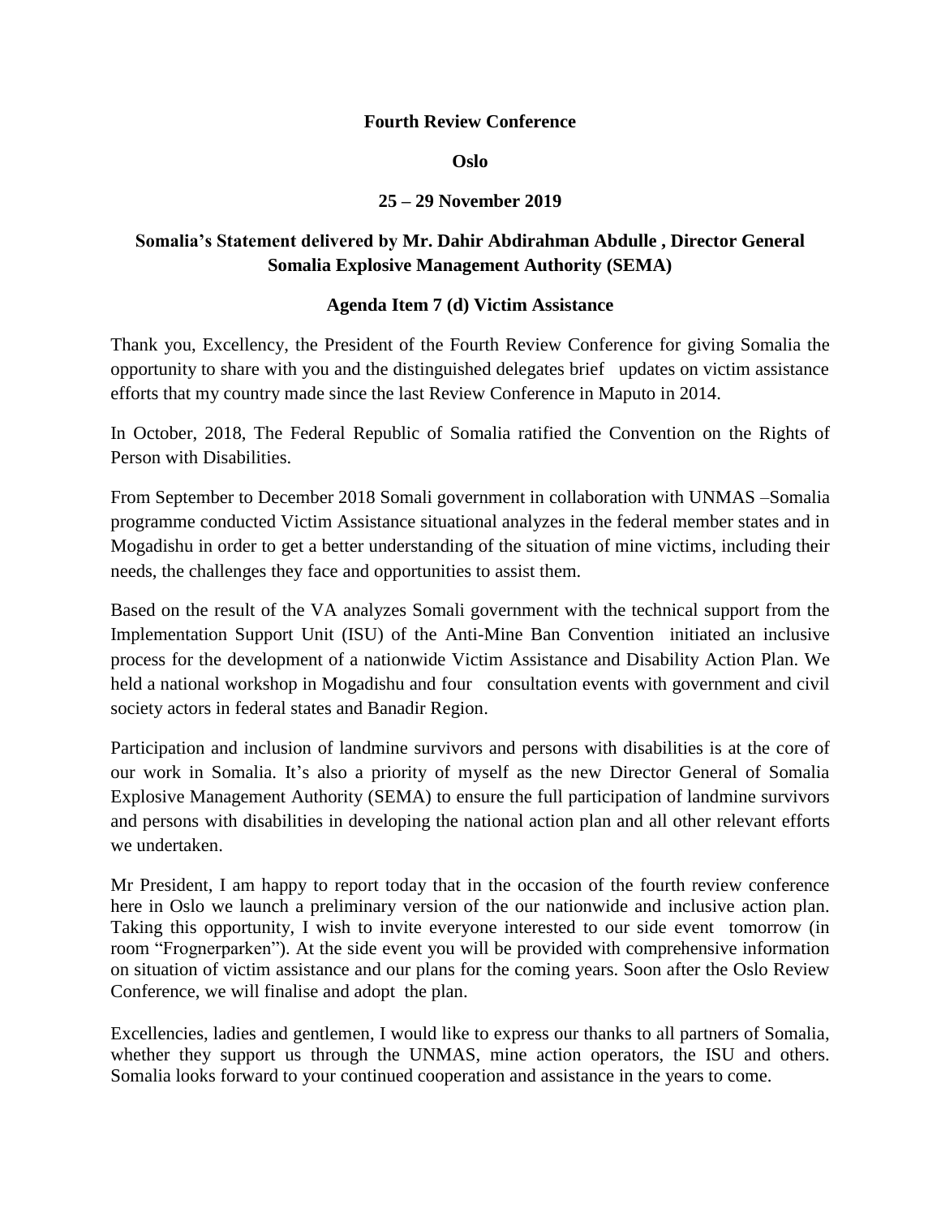**Fourth Review Conference**

**Oslo**

**25 – 29 November 2019**

**Somalia's Statement delivered by Mr. Dahir Abdirahman Abdulle , Director General Somalia Explosive Management Authority (SEMA)**

**Agenda Item 7 (d) Victim Assistance**

Thank you, Excellency, the President of the Fourth Review Conference for giving Somalia the opportunity to share with you and the distinguished delegates brief updates on victim assistance efforts that my country made since the last Review Conference in Maputo in 2014.

In October, 2018, The Federal Republic of Somalia ratified the Convention on the Rights of Person with Disabilities.

From September to December 2018 Somali government in collaboration with UNMAS –Somalia programme conducted Victim Assistance situational analyzes in the federal member states and in Mogadishu in order to get a better understanding of the situation of mine victims, including their needs, the challenges they face and opportunities to assist them.

Based on the result of the VA analyzes Somali government with the technical support from the Implementation Support Unit (ISU) of the Anti-Mine Ban Convention initiated an inclusive process for the development of a nationwide Victim Assistance and Disability Action Plan. We held a national workshop in Mogadishu and four consultation events with government and civil society actors in federal states and Banadir Region.

Participation and inclusion of landmine survivors and persons with disabilities is at the core of our work in Somalia. It's also a priority of myself as the new Director General of Somalia Explosive Management Authority (SEMA) to ensure the full participation of landmine survivors and persons with disabilities in developing the national action plan and all other relevant efforts we undertaken.

Mr President, I am happy to report today that in the occasion of the fourth review conference here in Oslo we launch a preliminary version of the our nationwide and inclusive action plan. Taking this opportunity, I wish to invite everyone interested to our side event tomorrow (in room "Frognerparken"). At the side event you will be provided with comprehensive information on situation of victim assistance and our plans for the coming years. Soon after the Oslo Review Conference, we will finalise and adopt the plan.

Excellencies, ladies and gentlemen, I would like to express our thanks to all partners of Somalia, whether they support us through the UNMAS, mine action operators, the ISU and others. Somalia looks forward to your continued cooperation and assistance in the years to come.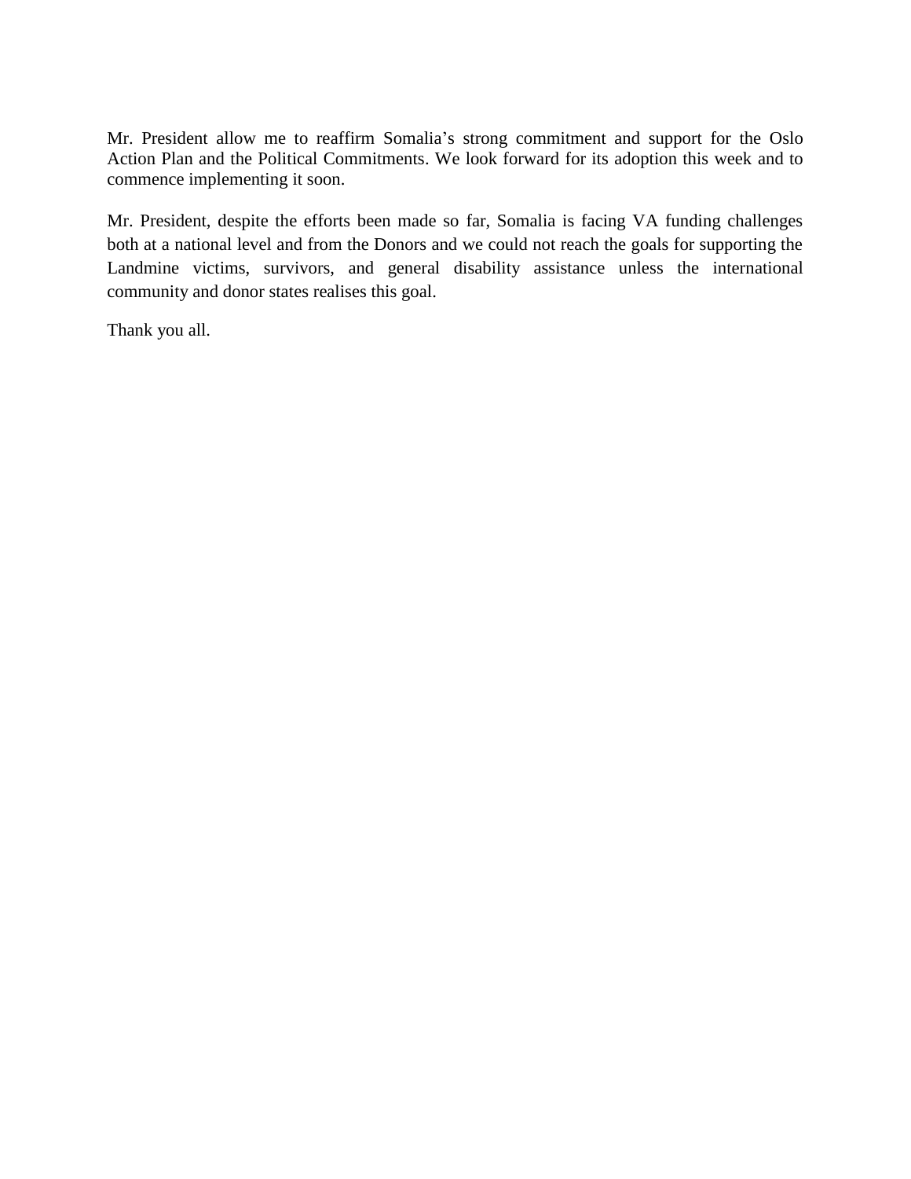Mr. President allow me to reaffirm Somalia's strong commitment and support for the Oslo Action Plan and the Political Commitments. We look forward for its adoption this week and to commence implementing it soon.

Mr. President, despite the efforts been made so far, Somalia is facing VA funding challenges both at a national level and from the Donors and we could not reach the goals for supporting the Landmine victims, survivors, and general disability assistance unless the international community and donor states realises this goal.

Thank you all.